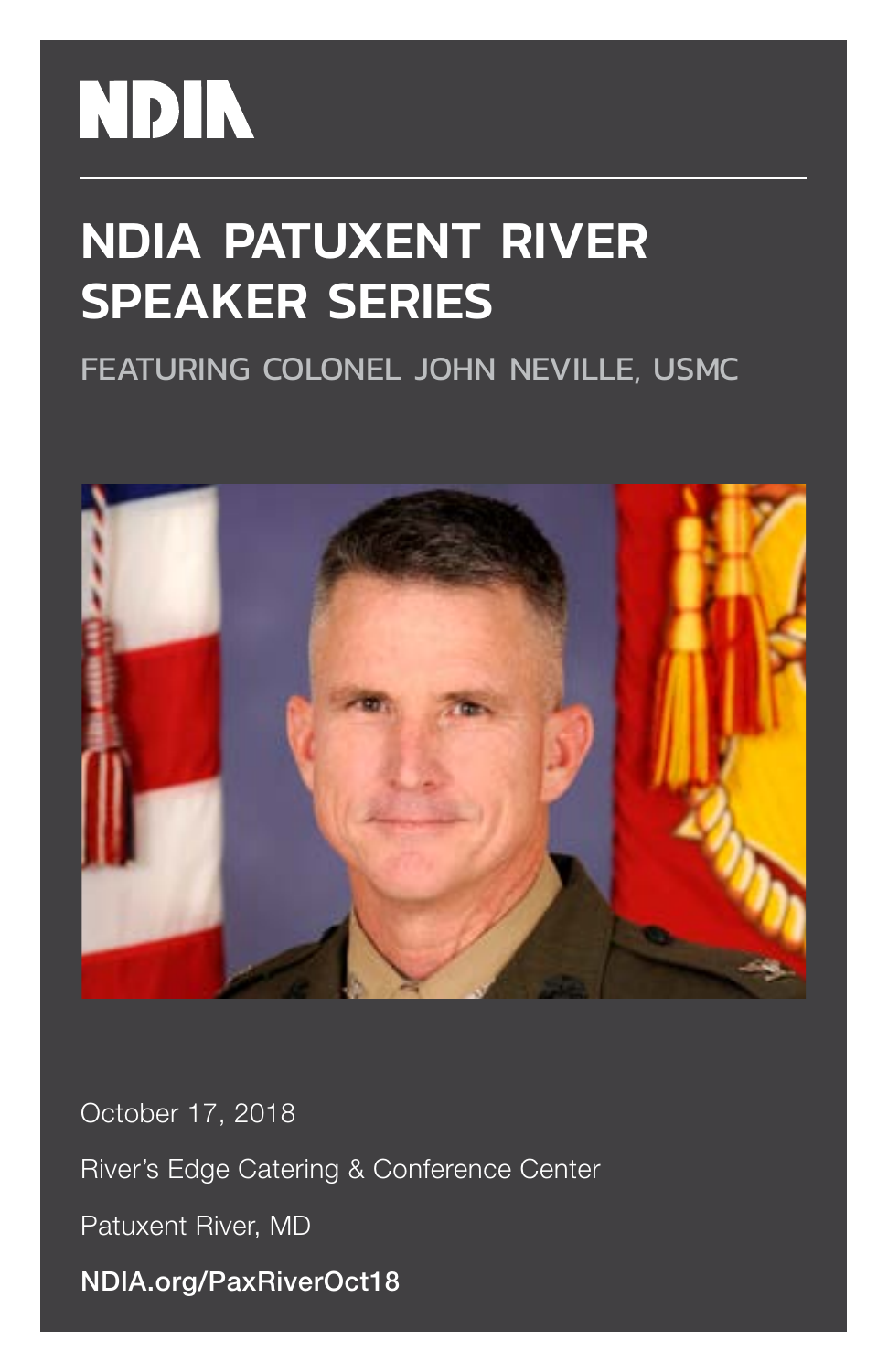# NDIA

## NDIA PATUXENT RIVER SPEAKER SERIES

FEATURING COLONEL JOHN NEVILLE, USMC

October 17, 2018

River's Edge Catering & Conference Center

Patuxent River, MD

**NDIA.org/PaxRiverOct18**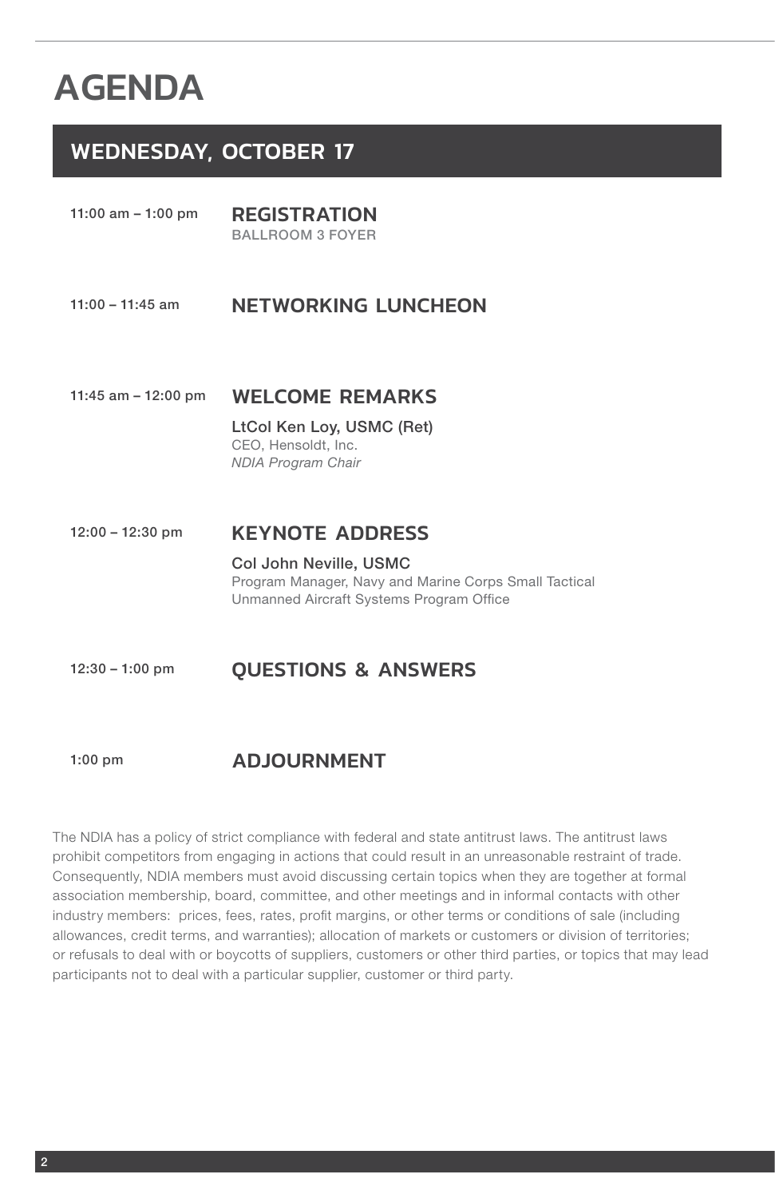# AGENDA

## WEDNESDAY, OCTOBER 17

11:00 am – 1:00 pm **REGISTRATION**
BALLROOM 3 FOYER

11:00 – 11:45 am **NETWORKING LUNCHEON**

11:45 am – 12:00 pm **WELCOME REMARKS**

LtCol Ken Loy, USMC (Ret)
CEO, Hensoldt, Inc.
*NDIA Program Chair*

12:00 – 12:30 pm **KEYNOTE ADDRESS**

Col John Neville, USMC
Program Manager, Navy and Marine Corps Small Tactical Unmanned Aircraft Systems Program Office

12:30 – 1:00 pm **QUESTIONS & ANSWERS**

1:00 pm **ADJOURNMENT**

The NDIA has a policy of strict compliance with federal and state antitrust laws. The antitrust laws prohibit competitors from engaging in actions that could result in an unreasonable restraint of trade. Consequently, NDIA members must avoid discussing certain topics when they are together at formal association membership, board, committee, and other meetings and in informal contacts with other industry members: prices, fees, rates, profit margins, or other terms or conditions of sale (including allowances, credit terms, and warranties); allocation of markets or customers or division of territories; or refusals to deal with or boycotts of suppliers, customers or other third parties, or topics that may lead participants not to deal with a particular supplier, customer or third party.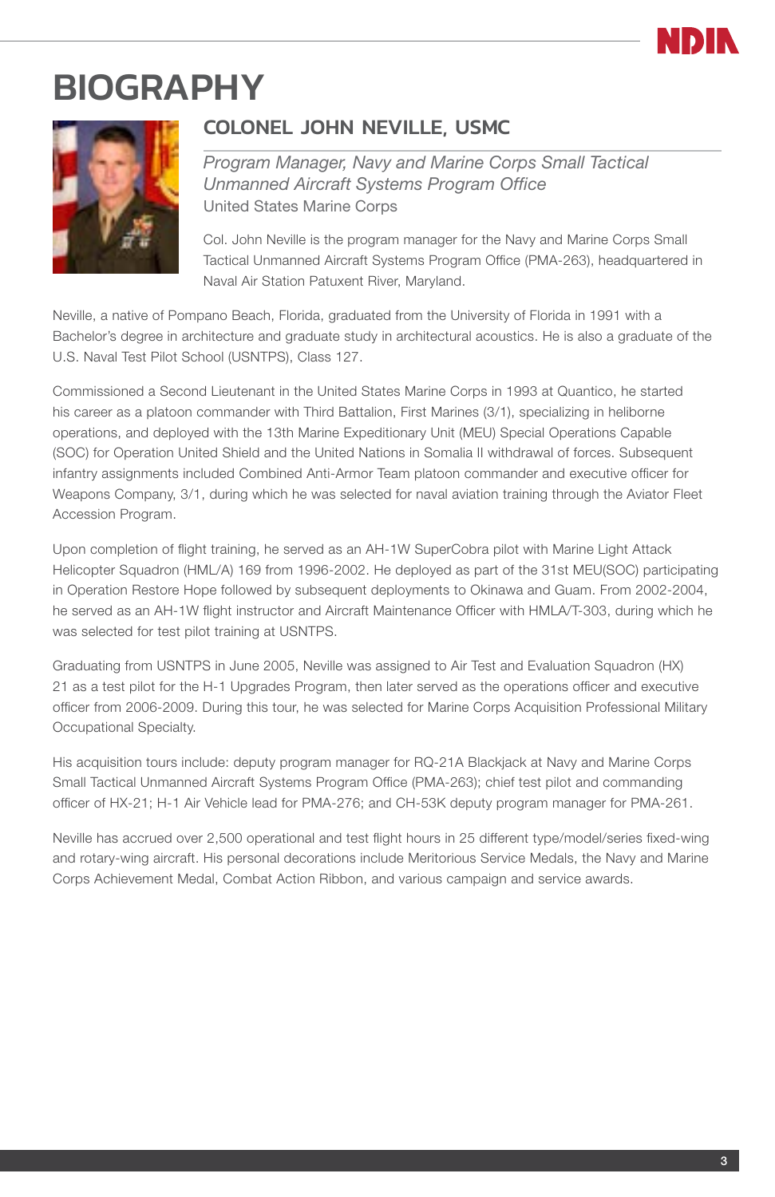# BIOGRAPHY

## COLONEL JOHN NEVILLE, USMC

*Program Manager, Navy and Marine Corps Small Tactical Unmanned Aircraft Systems Program Office*
United States Marine Corps

Col. John Neville is the program manager for the Navy and Marine Corps Small Tactical Unmanned Aircraft Systems Program Office (PMA-263), headquartered in Naval Air Station Patuxent River, Maryland.

Neville, a native of Pompano Beach, Florida, graduated from the University of Florida in 1991 with a Bachelor's degree in architecture and graduate study in architectural acoustics. He is also a graduate of the U.S. Naval Test Pilot School (USNTPS), Class 127.

Commissioned a Second Lieutenant in the United States Marine Corps in 1993 at Quantico, he started his career as a platoon commander with Third Battalion, First Marines (3/1), specializing in heliborne operations, and deployed with the 13th Marine Expeditionary Unit (MEU) Special Operations Capable (SOC) for Operation United Shield and the United Nations in Somalia II withdrawal of forces. Subsequent infantry assignments included Combined Anti-Armor Team platoon commander and executive officer for Weapons Company, 3/1, during which he was selected for naval aviation training through the Aviator Fleet Accession Program.

Upon completion of flight training, he served as an AH-1W SuperCobra pilot with Marine Light Attack Helicopter Squadron (HML/A) 169 from 1996-2002. He deployed as part of the 31st MEU(SOC) participating in Operation Restore Hope followed by subsequent deployments to Okinawa and Guam. From 2002-2004, he served as an AH-1W flight instructor and Aircraft Maintenance Officer with HMLA/T-303, during which he was selected for test pilot training at USNTPS.

Graduating from USNTPS in June 2005, Neville was assigned to Air Test and Evaluation Squadron (HX) 21 as a test pilot for the H-1 Upgrades Program, then later served as the operations officer and executive officer from 2006-2009. During this tour, he was selected for Marine Corps Acquisition Professional Military Occupational Specialty.

His acquisition tours include: deputy program manager for RQ-21A Blackjack at Navy and Marine Corps Small Tactical Unmanned Aircraft Systems Program Office (PMA-263); chief test pilot and commanding officer of HX-21; H-1 Air Vehicle lead for PMA-276; and CH-53K deputy program manager for PMA-261.

Neville has accrued over 2,500 operational and test flight hours in 25 different type/model/series fixed-wing and rotary-wing aircraft. His personal decorations include Meritorious Service Medals, the Navy and Marine Corps Achievement Medal, Combat Action Ribbon, and various campaign and service awards.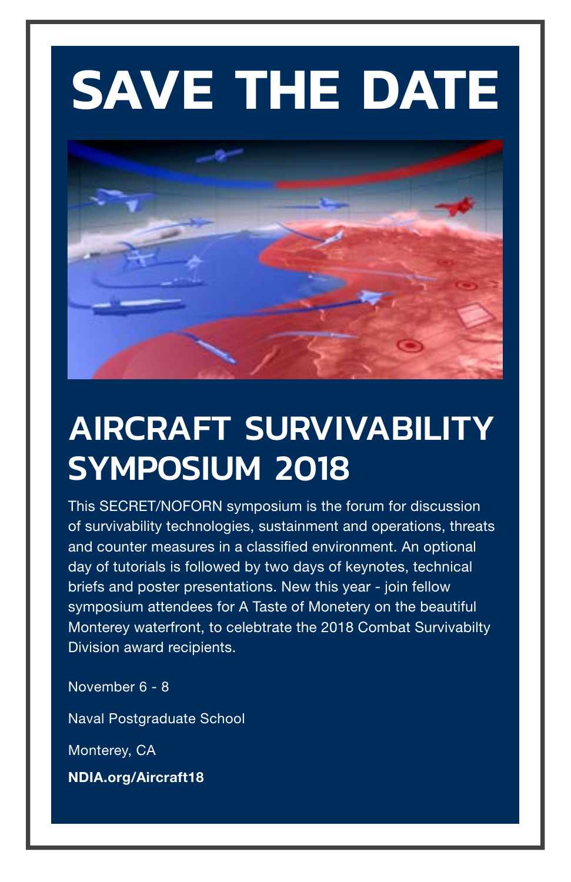# SAVE THE DATE

## AIRCRAFT SURVIVABILITY SYMPOSIUM 2018

This SECRET/NOFORN symposium is the forum for discussion of survivability technologies, sustainment and operations, threats and counter measures in a classified environment. An optional day of tutorials is followed by two days of keynotes, technical briefs and poster presentations. New this year - join fellow symposium attendees for A Taste of Monetery on the beautiful Monterey waterfront, to celebtrate the 2018 Combat Survivabilty Division award recipients.

November 6 - 8

Naval Postgraduate School

Monterey, CA

**NDIA.org/Aircraft18**